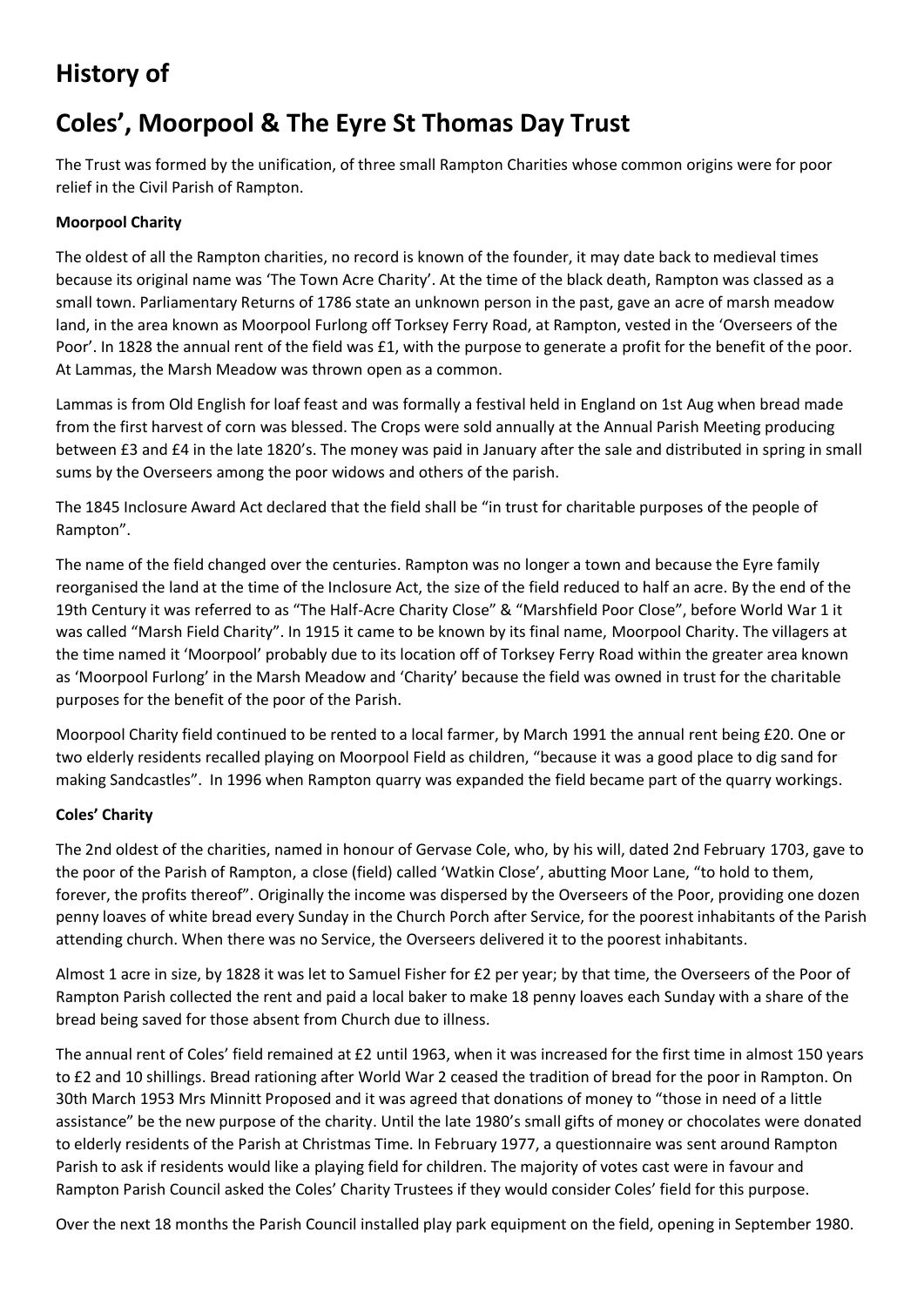# History of

# Coles', Moorpool & The Eyre St Thomas Day Trust

The Trust was formed by the unification, of three small Rampton Charities whose common origins were for poor relief in the Civil Parish of Rampton.

**Moorpool Charity**

The oldest of all the Rampton charities, no record is known of the founder, it may date back to medieval times because its original name was 'The Town Acre Charity'. At the time of the black death, Rampton was classed as a small town. Parliamentary Returns of 1786 state an unknown person in the past, gave an acre of marsh meadow land, in the area known as Moorpool Furlong off Torksey Ferry Road, at Rampton, vested in the 'Overseers of the Poor'. In 1828 the annual rent of the field was £1, with the purpose to generate a profit for the benefit of the poor. At Lammas, the Marsh Meadow was thrown open as a common.

Lammas is from Old English for loaf feast and was formally a festival held in England on 1st Aug when bread made from the first harvest of corn was blessed. The Crops were sold annually at the Annual Parish Meeting producing between £3 and £4 in the late 1820's. The money was paid in January after the sale and distributed in spring in small sums by the Overseers among the poor widows and others of the parish.

The 1845 Inclosure Award Act declared that the field shall be "in trust for charitable purposes of the people of Rampton".

The name of the field changed over the centuries. Rampton was no longer a town and because the Eyre family reorganised the land at the time of the Inclosure Act, the size of the field reduced to half an acre. By the end of the 19th Century it was referred to as "The Half-Acre Charity Close" & "Marshfield Poor Close", before World War 1 it was called "Marsh Field Charity". In 1915 it came to be known by its final name, Moorpool Charity. The villagers at the time named it 'Moorpool' probably due to its location off of Torksey Ferry Road within the greater area known as 'Moorpool Furlong' in the Marsh Meadow and 'Charity' because the field was owned in trust for the charitable purposes for the benefit of the poor of the Parish.

Moorpool Charity field continued to be rented to a local farmer, by March 1991 the annual rent being £20. One or two elderly residents recalled playing on Moorpool Field as children, "because it was a good place to dig sand for making Sandcastles". In 1996 when Rampton quarry was expanded the field became part of the quarry workings.

**Coles' Charity**

The 2nd oldest of the charities, named in honour of Gervase Cole, who, by his will, dated 2nd February 1703, gave to the poor of the Parish of Rampton, a close (field) called 'Watkin Close', abutting Moor Lane, "to hold to them, forever, the profits thereof". Originally the income was dispersed by the Overseers of the Poor, providing one dozen penny loaves of white bread every Sunday in the Church Porch after Service, for the poorest inhabitants of the Parish attending church. When there was no Service, the Overseers delivered it to the poorest inhabitants.

Almost 1 acre in size, by 1828 it was let to Samuel Fisher for £2 per year; by that time, the Overseers of the Poor of Rampton Parish collected the rent and paid a local baker to make 18 penny loaves each Sunday with a share of the bread being saved for those absent from Church due to illness.

The annual rent of Coles' field remained at £2 until 1963, when it was increased for the first time in almost 150 years to £2 and 10 shillings. Bread rationing after World War 2 ceased the tradition of bread for the poor in Rampton. On 30th March 1953 Mrs Minnitt Proposed and it was agreed that donations of money to "those in need of a little assistance" be the new purpose of the charity. Until the late 1980's small gifts of money or chocolates were donated to elderly residents of the Parish at Christmas Time. In February 1977, a questionnaire was sent around Rampton Parish to ask if residents would like a playing field for children. The majority of votes cast were in favour and Rampton Parish Council asked the Coles' Charity Trustees if they would consider Coles' field for this purpose.

Over the next 18 months the Parish Council installed play park equipment on the field, opening in September 1980.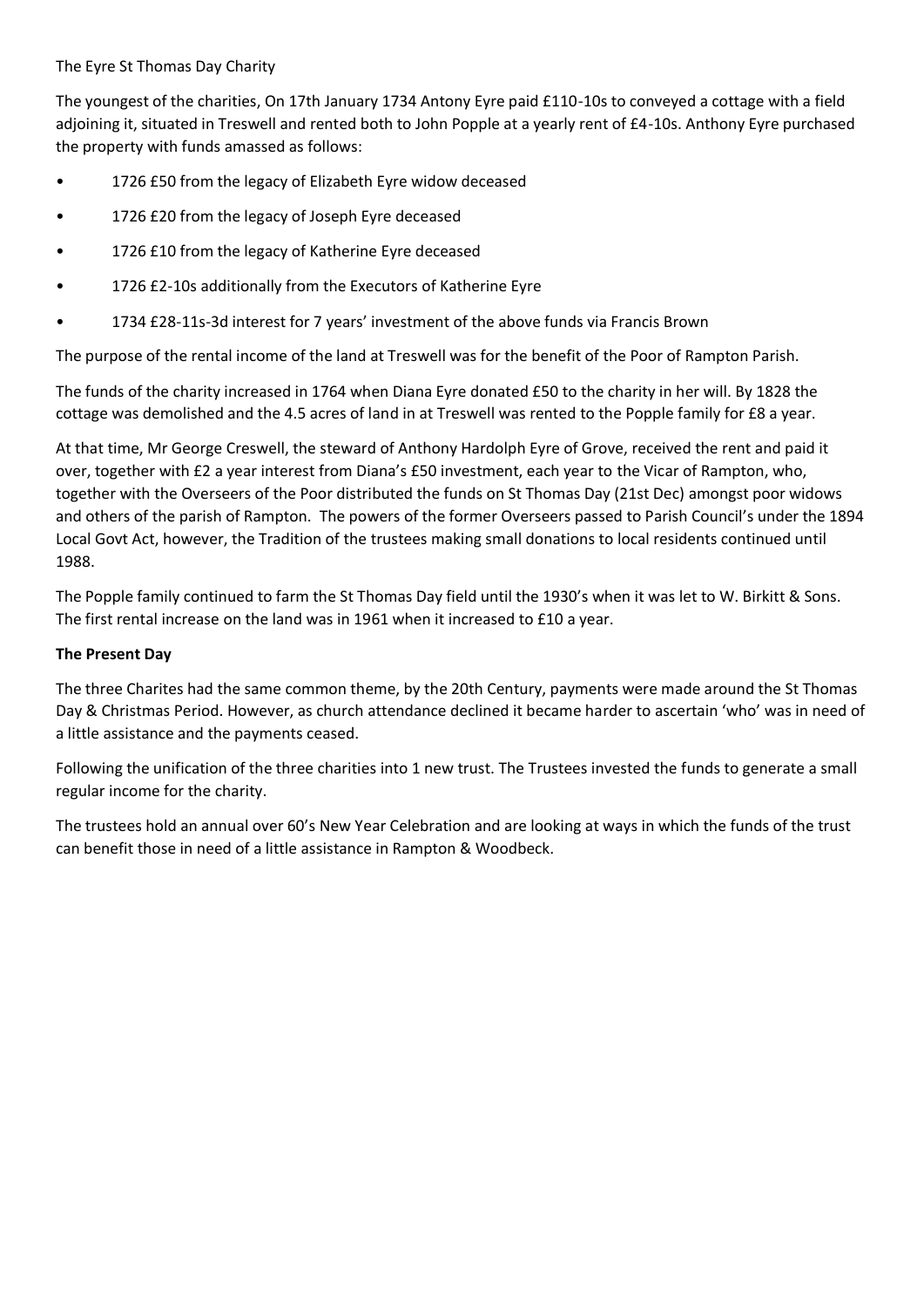The Eyre St Thomas Day Charity

The youngest of the charities, On 17th January 1734 Antony Eyre paid £110-10s to conveyed a cottage with a field adjoining it, situated in Treswell and rented both to John Popple at a yearly rent of £4-10s. Anthony Eyre purchased the property with funds amassed as follows:

- 1726 £50 from the legacy of Elizabeth Eyre widow deceased
- 1726 £20 from the legacy of Joseph Eyre deceased
- 1726 £10 from the legacy of Katherine Eyre deceased
- 1726 £2-10s additionally from the Executors of Katherine Eyre
- 1734 £28-11s-3d interest for 7 years' investment of the above funds via Francis Brown

The purpose of the rental income of the land at Treswell was for the benefit of the Poor of Rampton Parish.

The funds of the charity increased in 1764 when Diana Eyre donated £50 to the charity in her will. By 1828 the cottage was demolished and the 4.5 acres of land in at Treswell was rented to the Popple family for £8 a year.

At that time, Mr George Creswell, the steward of Anthony Hardolph Eyre of Grove, received the rent and paid it over, together with £2 a year interest from Diana's £50 investment, each year to the Vicar of Rampton, who, together with the Overseers of the Poor distributed the funds on St Thomas Day (21st Dec) amongst poor widows and others of the parish of Rampton. The powers of the former Overseers passed to Parish Council's under the 1894 Local Govt Act, however, the Tradition of the trustees making small donations to local residents continued until 1988.

The Popple family continued to farm the St Thomas Day field until the 1930's when it was let to W. Birkitt & Sons. The first rental increase on the land was in 1961 when it increased to £10 a year.

**The Present Day**

The three Charites had the same common theme, by the 20th Century, payments were made around the St Thomas Day & Christmas Period. However, as church attendance declined it became harder to ascertain 'who' was in need of a little assistance and the payments ceased.

Following the unification of the three charities into 1 new trust. The Trustees invested the funds to generate a small regular income for the charity.

The trustees hold an annual over 60's New Year Celebration and are looking at ways in which the funds of the trust can benefit those in need of a little assistance in Rampton & Woodbeck.